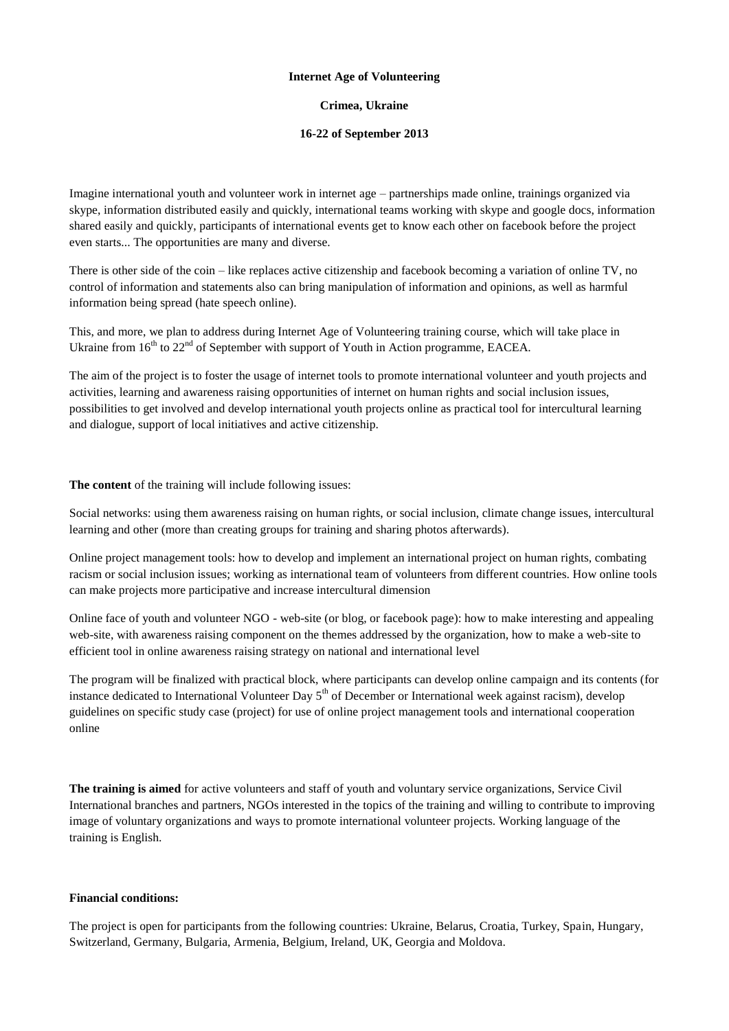**Internet Age of Volunteering**

**Crimea, Ukraine**

**16-22 of September 2013**

Imagine international youth and volunteer work in internet age – partnerships made online, trainings organized via skype, information distributed easily and quickly, international teams working with skype and google docs, information shared easily and quickly, participants of international events get to know each other on facebook before the project even starts... The opportunities are many and diverse.

There is other side of the coin – like replaces active citizenship and facebook becoming a variation of online TV, no control of information and statements also can bring manipulation of information and opinions, as well as harmful information being spread (hate speech online).

This, and more, we plan to address during Internet Age of Volunteering training course, which will take place in Ukraine from 16th to 22nd of September with support of Youth in Action programme, EACEA.

The aim of the project is to foster the usage of internet tools to promote international volunteer and youth projects and activities, learning and awareness raising opportunities of internet on human rights and social inclusion issues, possibilities to get involved and develop international youth projects online as practical tool for intercultural learning and dialogue, support of local initiatives and active citizenship.

**The content** of the training will include following issues:

Social networks: using them awareness raising on human rights, or social inclusion, climate change issues, intercultural learning and other (more than creating groups for training and sharing photos afterwards).

Online project management tools: how to develop and implement an international project on human rights, combating racism or social inclusion issues; working as international team of volunteers from different countries. How online tools can make projects more participative and increase intercultural dimension

Online face of youth and volunteer NGO - web-site (or blog, or facebook page): how to make interesting and appealing web-site, with awareness raising component on the themes addressed by the organization, how to make a web-site to efficient tool in online awareness raising strategy on national and international level

The program will be finalized with practical block, where participants can develop online campaign and its contents (for instance dedicated to International Volunteer Day 5th of December or International week against racism), develop guidelines on specific study case (project) for use of online project management tools and international cooperation online

**The training is aimed** for active volunteers and staff of youth and voluntary service organizations, Service Civil International branches and partners, NGOs interested in the topics of the training and willing to contribute to improving image of voluntary organizations and ways to promote international volunteer projects. Working language of the training is English.

**Financial conditions:**

The project is open for participants from the following countries: Ukraine, Belarus, Croatia, Turkey, Spain, Hungary, Switzerland, Germany, Bulgaria, Armenia, Belgium, Ireland, UK, Georgia and Moldova.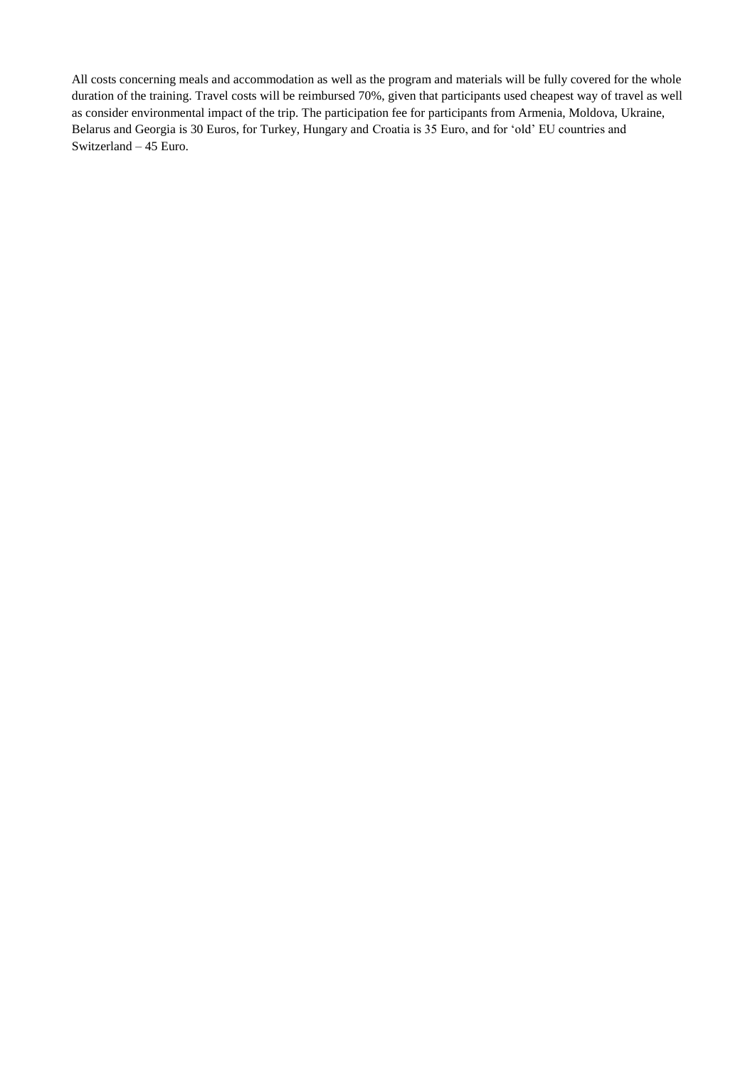All costs concerning meals and accommodation as well as the program and materials will be fully covered for the whole duration of the training. Travel costs will be reimbursed 70%, given that participants used cheapest way of travel as well as consider environmental impact of the trip. The participation fee for participants from Armenia, Moldova, Ukraine, Belarus and Georgia is 30 Euros, for Turkey, Hungary and Croatia is 35 Euro, and for 'old' EU countries and Switzerland – 45 Euro.